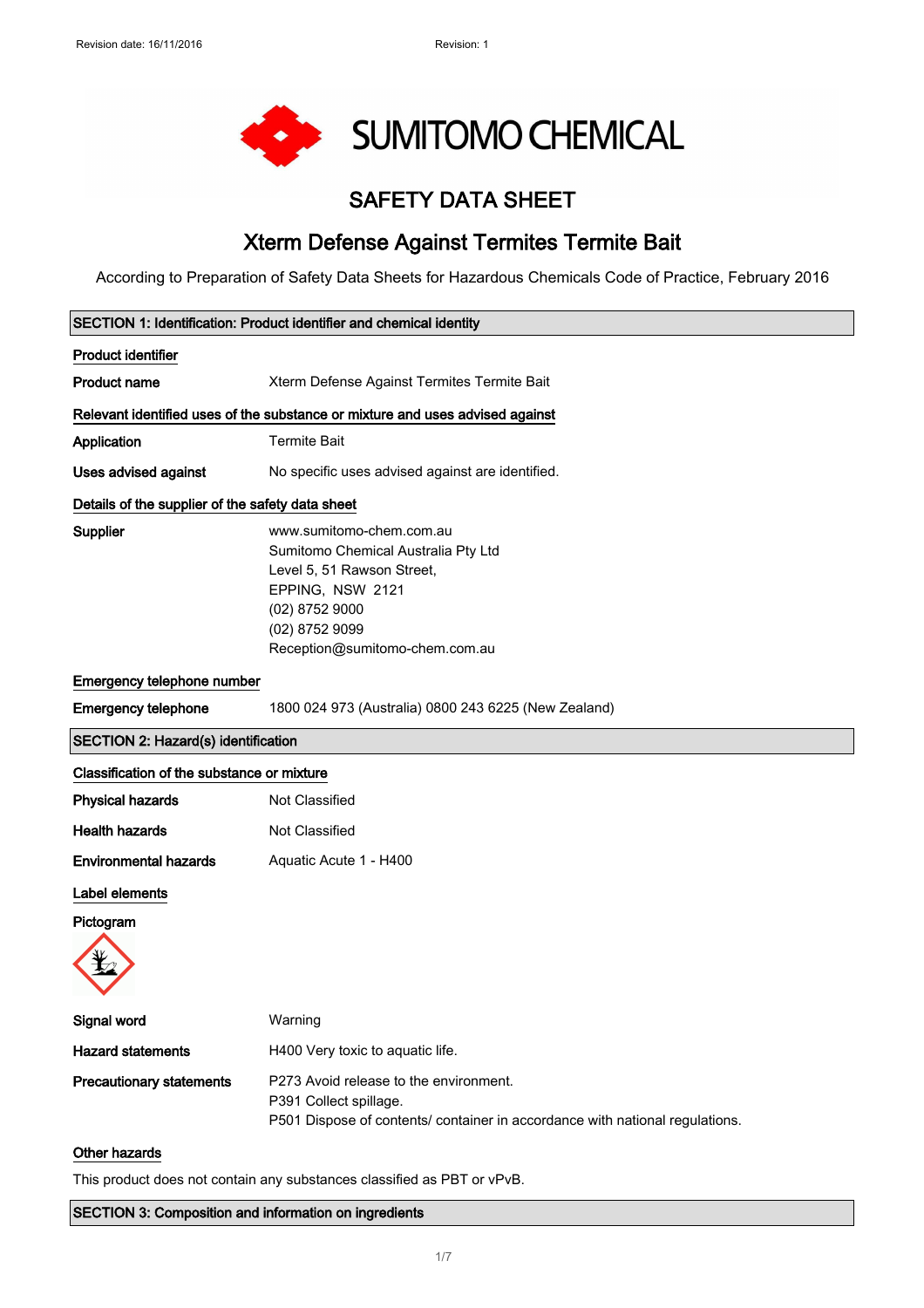Revision date: 16/11/2016 Revision: 1

# SAFETY DATA SHEET

## Xterm Defense Against Termites Termite Bait

According to Preparation of Safety Data Sheets for Hazardous Chemicals Code of Practice, February 2016

### SECTION 1: Identification: Product identifier and chemical identity

**Product identifier**

**Product name** Xterm Defense Against Termites Termite Bait

**Relevant identified uses of the substance or mixture and uses advised against**

**Application** Termite Bait

**Uses advised against** No specific uses advised against are identified.

**Details of the supplier of the safety data sheet**

**Supplier**
www.sumitomo-chem.com.au
Sumitomo Chemical Australia Pty Ltd
Level 5, 51 Rawson Street,
EPPING, NSW 2121
(02) 8752 9000
(02) 8752 9099
Reception@sumitomo-chem.com.au

**Emergency telephone number**

**Emergency telephone** 1800 024 973 (Australia) 0800 243 6225 (New Zealand)

### SECTION 2: Hazard(s) identification

**Classification of the substance or mixture**

**Physical hazards** Not Classified

**Health hazards** Not Classified

**Environmental hazards** Aquatic Acute 1 - H400

**Label elements**

**Pictogram**

**Signal word** Warning

**Hazard statements** H400 Very toxic to aquatic life.

**Precautionary statements**
P273 Avoid release to the environment.
P391 Collect spillage.
P501 Dispose of contents/ container in accordance with national regulations.

**Other hazards**

This product does not contain any substances classified as PBT or vPvB.

### SECTION 3: Composition and information on ingredients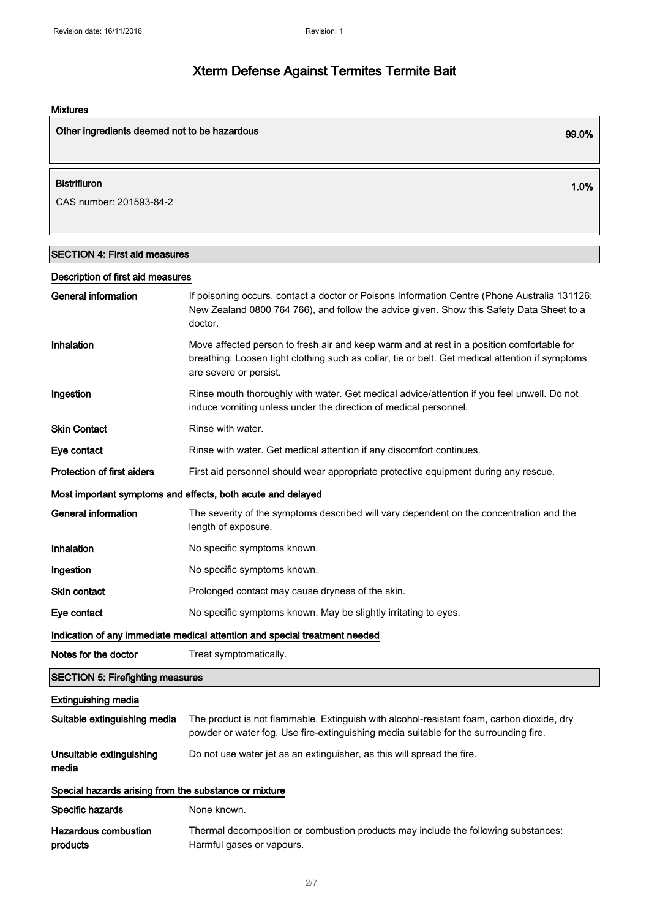# Xterm Defense Against Termites Termite Bait

### Mixtures

| Other ingredients deemed not to be hazardous | 99.0% |
|---|---|

| Bistrifluron | 1.0% |
|---|---|
| CAS number: 201593-84-2 | |

## SECTION 4: First aid measures

### Description of first aid measures

| | |
|---|---|
| **General information** | If poisoning occurs, contact a doctor or Poisons Information Centre (Phone Australia 131126; New Zealand 0800 764 766), and follow the advice given. Show this Safety Data Sheet to a doctor. |
| **Inhalation** | Move affected person to fresh air and keep warm and at rest in a position comfortable for breathing. Loosen tight clothing such as collar, tie or belt. Get medical attention if symptoms are severe or persist. |
| **Ingestion** | Rinse mouth thoroughly with water. Get medical advice/attention if you feel unwell. Do not induce vomiting unless under the direction of medical personnel. |
| **Skin Contact** | Rinse with water. |
| **Eye contact** | Rinse with water. Get medical attention if any discomfort continues. |
| **Protection of first aiders** | First aid personnel should wear appropriate protective equipment during any rescue. |

### Most important symptoms and effects, both acute and delayed

| | |
|---|---|
| **General information** | The severity of the symptoms described will vary dependent on the concentration and the length of exposure. |
| **Inhalation** | No specific symptoms known. |
| **Ingestion** | No specific symptoms known. |
| **Skin contact** | Prolonged contact may cause dryness of the skin. |
| **Eye contact** | No specific symptoms known. May be slightly irritating to eyes. |

### Indication of any immediate medical attention and special treatment needed

| | |
|---|---|
| **Notes for the doctor** | Treat symptomatically. |

## SECTION 5: Firefighting measures

### Extinguishing media

| | |
|---|---|
| **Suitable extinguishing media** | The product is not flammable. Extinguish with alcohol-resistant foam, carbon dioxide, dry powder or water fog. Use fire-extinguishing media suitable for the surrounding fire. |
| **Unsuitable extinguishing media** | Do not use water jet as an extinguisher, as this will spread the fire. |

### Special hazards arising from the substance or mixture

| | |
|---|---|
| **Specific hazards** | None known. |
| **Hazardous combustion products** | Thermal decomposition or combustion products may include the following substances: Harmful gases or vapours. |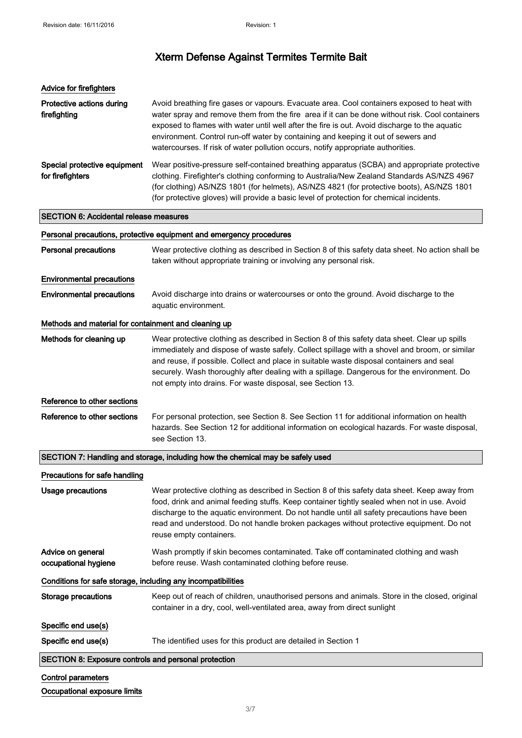# Xterm Defense Against Termites Termite Bait

### Advice for firefighters

**Protective actions during firefighting**

Avoid breathing fire gases or vapours. Evacuate area. Cool containers exposed to heat with water spray and remove them from the fire area if it can be done without risk. Cool containers exposed to flames with water until well after the fire is out. Avoid discharge to the aquatic environment. Control run-off water by containing and keeping it out of sewers and watercourses. If risk of water pollution occurs, notify appropriate authorities.

**Special protective equipment for firefighters**

Wear positive-pressure self-contained breathing apparatus (SCBA) and appropriate protective clothing. Firefighter's clothing conforming to Australia/New Zealand Standards AS/NZS 4967 (for clothing) AS/NZS 1801 (for helmets), AS/NZS 4821 (for protective boots), AS/NZS 1801 (for protective gloves) will provide a basic level of protection for chemical incidents.

## SECTION 6: Accidental release measures

### Personal precautions, protective equipment and emergency procedures

**Personal precautions**

Wear protective clothing as described in Section 8 of this safety data sheet. No action shall be taken without appropriate training or involving any personal risk.

### Environmental precautions

**Environmental precautions**

Avoid discharge into drains or watercourses or onto the ground. Avoid discharge to the aquatic environment.

### Methods and material for containment and cleaning up

**Methods for cleaning up**

Wear protective clothing as described in Section 8 of this safety data sheet. Clear up spills immediately and dispose of waste safely. Collect spillage with a shovel and broom, or similar and reuse, if possible. Collect and place in suitable waste disposal containers and seal securely. Wash thoroughly after dealing with a spillage. Dangerous for the environment. Do not empty into drains. For waste disposal, see Section 13.

### Reference to other sections

**Reference to other sections**

For personal protection, see Section 8. See Section 11 for additional information on health hazards. See Section 12 for additional information on ecological hazards. For waste disposal, see Section 13.

## SECTION 7: Handling and storage, including how the chemical may be safely used

### Precautions for safe handling

**Usage precautions**

Wear protective clothing as described in Section 8 of this safety data sheet. Keep away from food, drink and animal feeding stuffs. Keep container tightly sealed when not in use. Avoid discharge to the aquatic environment. Do not handle until all safety precautions have been read and understood. Do not handle broken packages without protective equipment. Do not reuse empty containers.

**Advice on general occupational hygiene**

Wash promptly if skin becomes contaminated. Take off contaminated clothing and wash before reuse. Wash contaminated clothing before reuse.

### Conditions for safe storage, including any incompatibilities

**Storage precautions**

Keep out of reach of children, unauthorised persons and animals. Store in the closed, original container in a dry, cool, well-ventilated area, away from direct sunlight

### Specific end use(s)

**Specific end use(s)**

The identified uses for this product are detailed in Section 1

## SECTION 8: Exposure controls and personal protection

### Control parameters

### Occupational exposure limits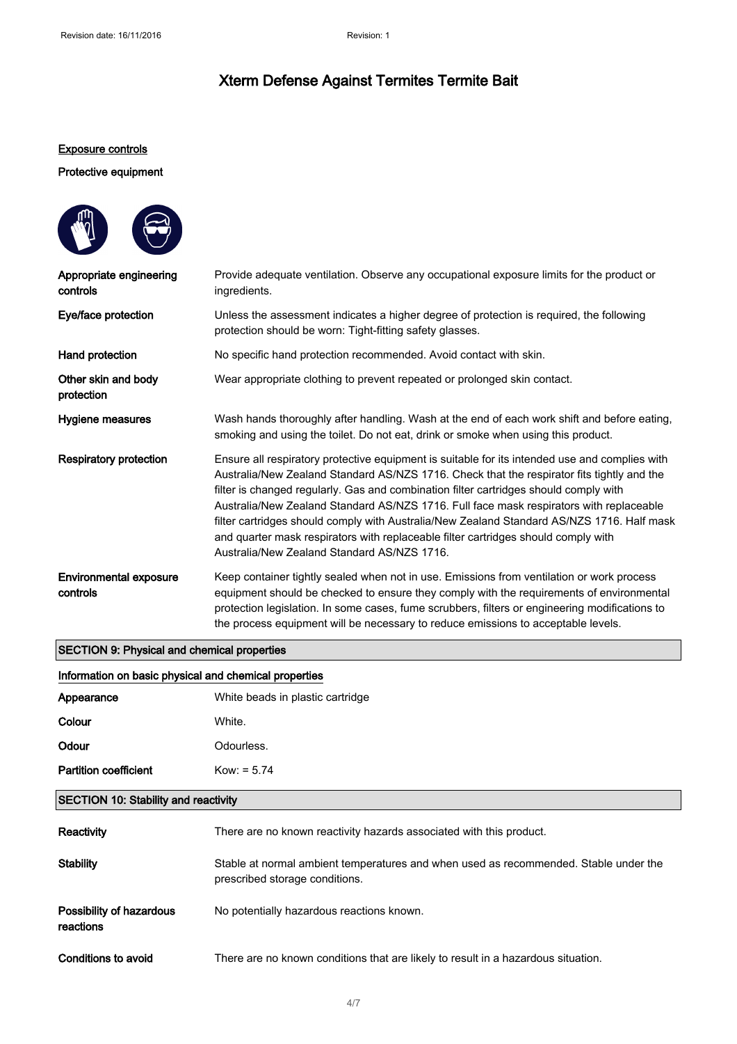# Xterm Defense Against Termites Termite Bait

**Exposure controls**

**Protective equipment**

| | |
|---|---|
| **Appropriate engineering controls** | Provide adequate ventilation. Observe any occupational exposure limits for the product or ingredients. |
| **Eye/face protection** | Unless the assessment indicates a higher degree of protection is required, the following protection should be worn: Tight-fitting safety glasses. |
| **Hand protection** | No specific hand protection recommended. Avoid contact with skin. |
| **Other skin and body protection** | Wear appropriate clothing to prevent repeated or prolonged skin contact. |
| **Hygiene measures** | Wash hands thoroughly after handling. Wash at the end of each work shift and before eating, smoking and using the toilet. Do not eat, drink or smoke when using this product. |
| **Respiratory protection** | Ensure all respiratory protective equipment is suitable for its intended use and complies with Australia/New Zealand Standard AS/NZS 1716. Check that the respirator fits tightly and the filter is changed regularly. Gas and combination filter cartridges should comply with Australia/New Zealand Standard AS/NZS 1716. Full face mask respirators with replaceable filter cartridges should comply with Australia/New Zealand Standard AS/NZS 1716. Half mask and quarter mask respirators with replaceable filter cartridges should comply with Australia/New Zealand Standard AS/NZS 1716. |
| **Environmental exposure controls** | Keep container tightly sealed when not in use. Emissions from ventilation or work process equipment should be checked to ensure they comply with the requirements of environmental protection legislation. In some cases, fume scrubbers, filters or engineering modifications to the process equipment will be necessary to reduce emissions to acceptable levels. |

## SECTION 9: Physical and chemical properties

**Information on basic physical and chemical properties**

| | |
|---|---|
| **Appearance** | White beads in plastic cartridge |
| **Colour** | White. |
| **Odour** | Odourless. |
| **Partition coefficient** | Kow: = 5.74 |

## SECTION 10: Stability and reactivity

| | |
|---|---|
| **Reactivity** | There are no known reactivity hazards associated with this product. |
| **Stability** | Stable at normal ambient temperatures and when used as recommended. Stable under the prescribed storage conditions. |
| **Possibility of hazardous reactions** | No potentially hazardous reactions known. |
| **Conditions to avoid** | There are no known conditions that are likely to result in a hazardous situation. |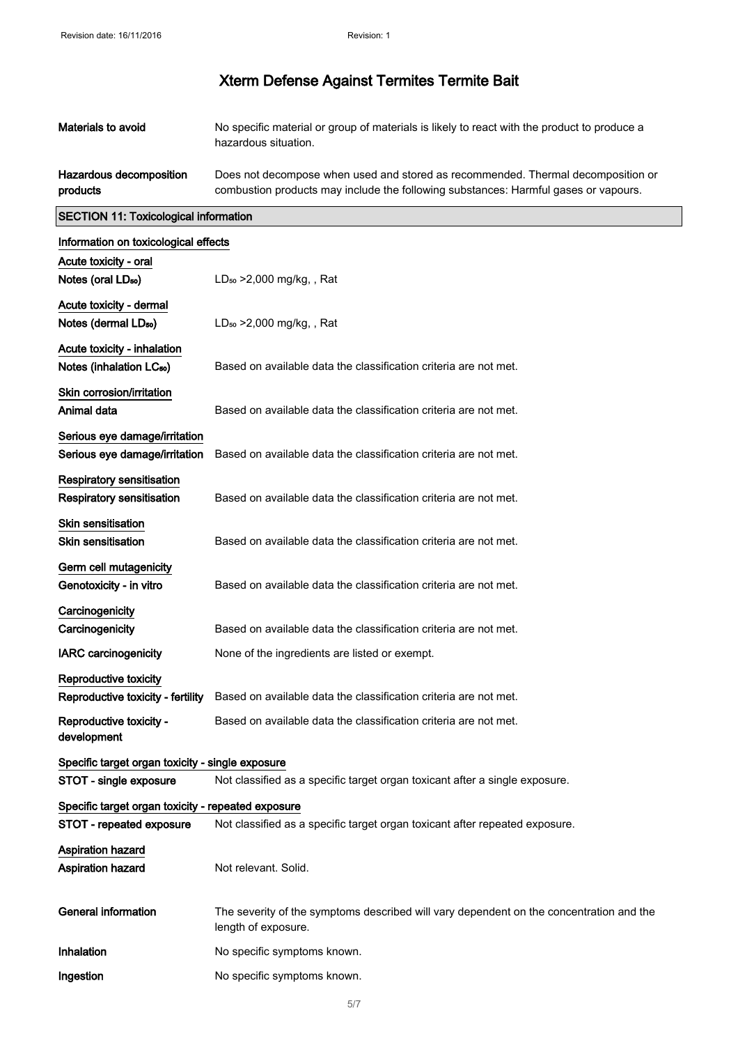# Xterm Defense Against Termites Termite Bait

**Materials to avoid** No specific material or group of materials is likely to react with the product to produce a hazardous situation.

**Hazardous decomposition products** Does not decompose when used and stored as recommended. Thermal decomposition or combustion products may include the following substances: Harmful gases or vapours.

## SECTION 11: Toxicological information

### Information on toxicological effects

**Acute toxicity - oral**

**Notes (oral $LD_{50}$)** $LD_{50}$ >2,000 mg/kg, , Rat

**Acute toxicity - dermal**

**Notes (dermal $LD_{50}$)** $LD_{50}$ >2,000 mg/kg, , Rat

**Acute toxicity - inhalation**

**Notes (inhalation $LC_{50}$)** Based on available data the classification criteria are not met.

**Skin corrosion/irritation**

**Animal data** Based on available data the classification criteria are not met.

**Serious eye damage/irritation**

**Serious eye damage/irritation** Based on available data the classification criteria are not met.

**Respiratory sensitisation**

**Respiratory sensitisation** Based on available data the classification criteria are not met.

**Skin sensitisation**

**Skin sensitisation** Based on available data the classification criteria are not met.

**Germ cell mutagenicity**

**Genotoxicity - in vitro** Based on available data the classification criteria are not met.

**Carcinogenicity**

**Carcinogenicity** Based on available data the classification criteria are not met.

**IARC carcinogenicity** None of the ingredients are listed or exempt.

**Reproductive toxicity**

**Reproductive toxicity - fertility** Based on available data the classification criteria are not met.

**Reproductive toxicity - development** Based on available data the classification criteria are not met.

**Specific target organ toxicity - single exposure**

**STOT - single exposure** Not classified as a specific target organ toxicant after a single exposure.

**Specific target organ toxicity - repeated exposure**

**STOT - repeated exposure** Not classified as a specific target organ toxicant after repeated exposure.

**Aspiration hazard**

**Aspiration hazard** Not relevant. Solid.

**General information** The severity of the symptoms described will vary dependent on the concentration and the length of exposure.

**Inhalation** No specific symptoms known.

**Ingestion** No specific symptoms known.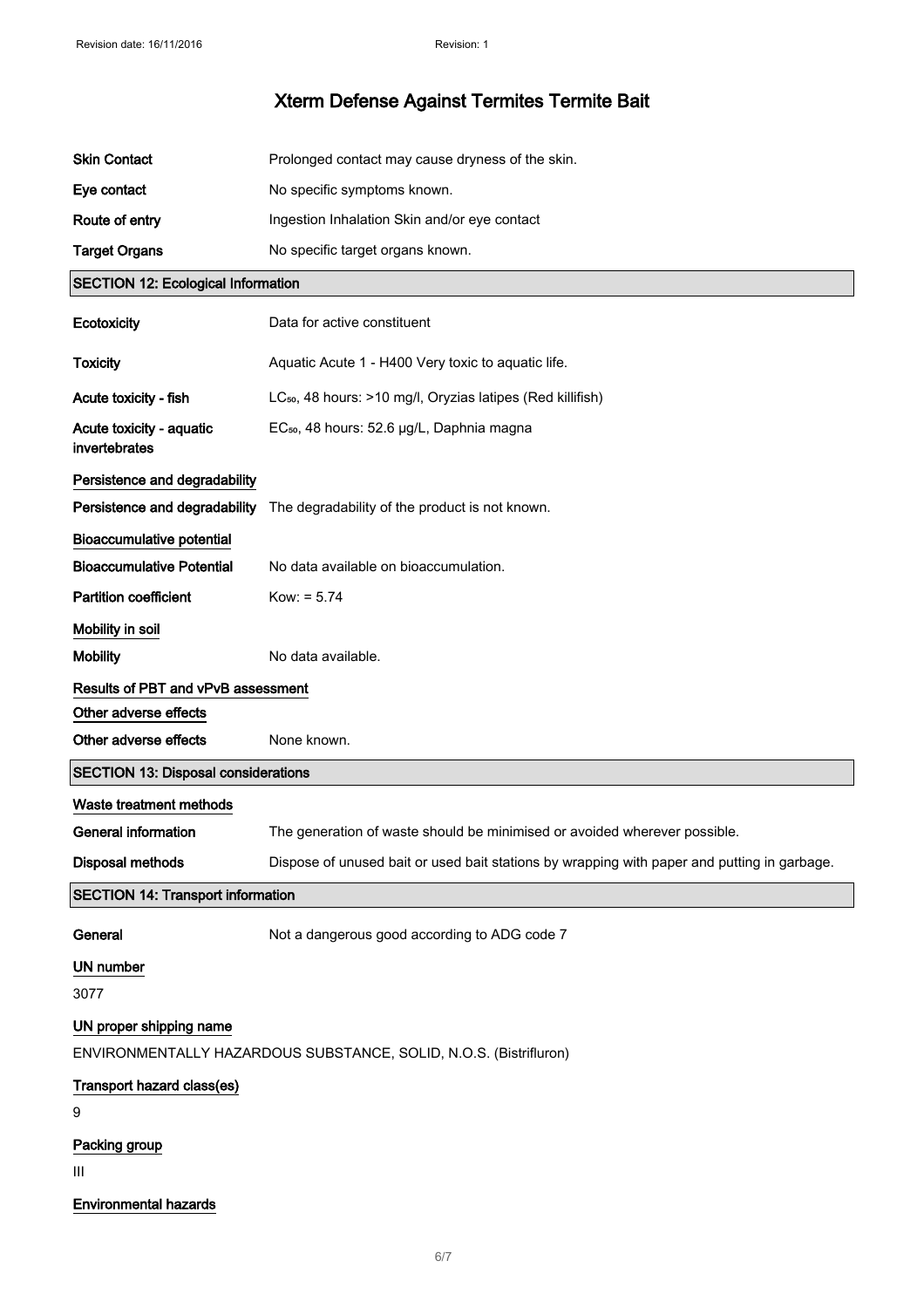# Xterm Defense Against Termites Termite Bait

| | |
|---|---|
| **Skin Contact** | Prolonged contact may cause dryness of the skin. |
| **Eye contact** | No specific symptoms known. |
| **Route of entry** | Ingestion Inhalation Skin and/or eye contact |
| **Target Organs** | No specific target organs known. |

## SECTION 12: Ecological Information

| | |
|---|---|
| **Ecotoxicity** | Data for active constituent |
| **Toxicity** | Aquatic Acute 1 - H400 Very toxic to aquatic life. |
| **Acute toxicity - fish** | $LC_{50}$, 48 hours: >10 mg/l, Oryzias latipes (Red killifish) |
| **Acute toxicity - aquatic invertebrates** | $EC_{50}$, 48 hours: 52.6 µg/L, Daphnia magna |

**Persistence and degradability**

| | |
|---|---|
| **Persistence and degradability** | The degradability of the product is not known. |

**Bioaccumulative potential**

| | |
|---|---|
| **Bioaccumulative Potential** | No data available on bioaccumulation. |
| **Partition coefficient** | Kow: = 5.74 |

**Mobility in soil**

| | |
|---|---|
| **Mobility** | No data available. |

**Results of PBT and vPvB assessment**

**Other adverse effects**

| | |
|---|---|
| **Other adverse effects** | None known. |

## SECTION 13: Disposal considerations

**Waste treatment methods**

| | |
|---|---|
| **General information** | The generation of waste should be minimised or avoided wherever possible. |
| **Disposal methods** | Dispose of unused bait or used bait stations by wrapping with paper and putting in garbage. |

## SECTION 14: Transport information

| | |
|---|---|
| **General** | Not a dangerous good according to ADG code 7 |

**UN number**

3077

**UN proper shipping name**

ENVIRONMENTALLY HAZARDOUS SUBSTANCE, SOLID, N.O.S. (Bistrifluron)

**Transport hazard class(es)**

9

**Packing group**

III

**Environmental hazards**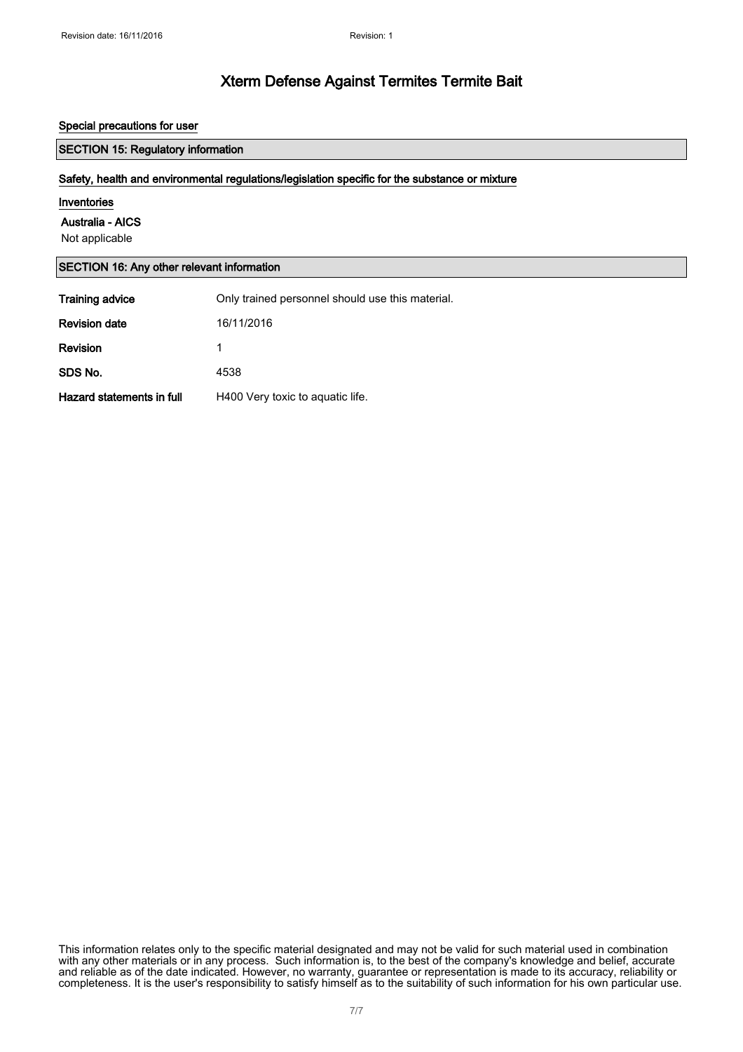# Xterm Defense Against Termites Termite Bait

**Special precautions for user**

## SECTION 15: Regulatory information

**Safety, health and environmental regulations/legislation specific for the substance or mixture**

**Inventories**

**Australia - AICS**

Not applicable

## SECTION 16: Any other relevant information

| | |
|---|---|
| **Training advice** | Only trained personnel should use this material. |
| **Revision date** | 16/11/2016 |
| **Revision** | 1 |
| **SDS No.** | 4538 |
| **Hazard statements in full** | H400 Very toxic to aquatic life. |

This information relates only to the specific material designated and may not be valid for such material used in combination with any other materials or in any process. Such information is, to the best of the company's knowledge and belief, accurate and reliable as of the date indicated. However, no warranty, guarantee or representation is made to its accuracy, reliability or completeness. It is the user's responsibility to satisfy himself as to the suitability of such information for his own particular use.